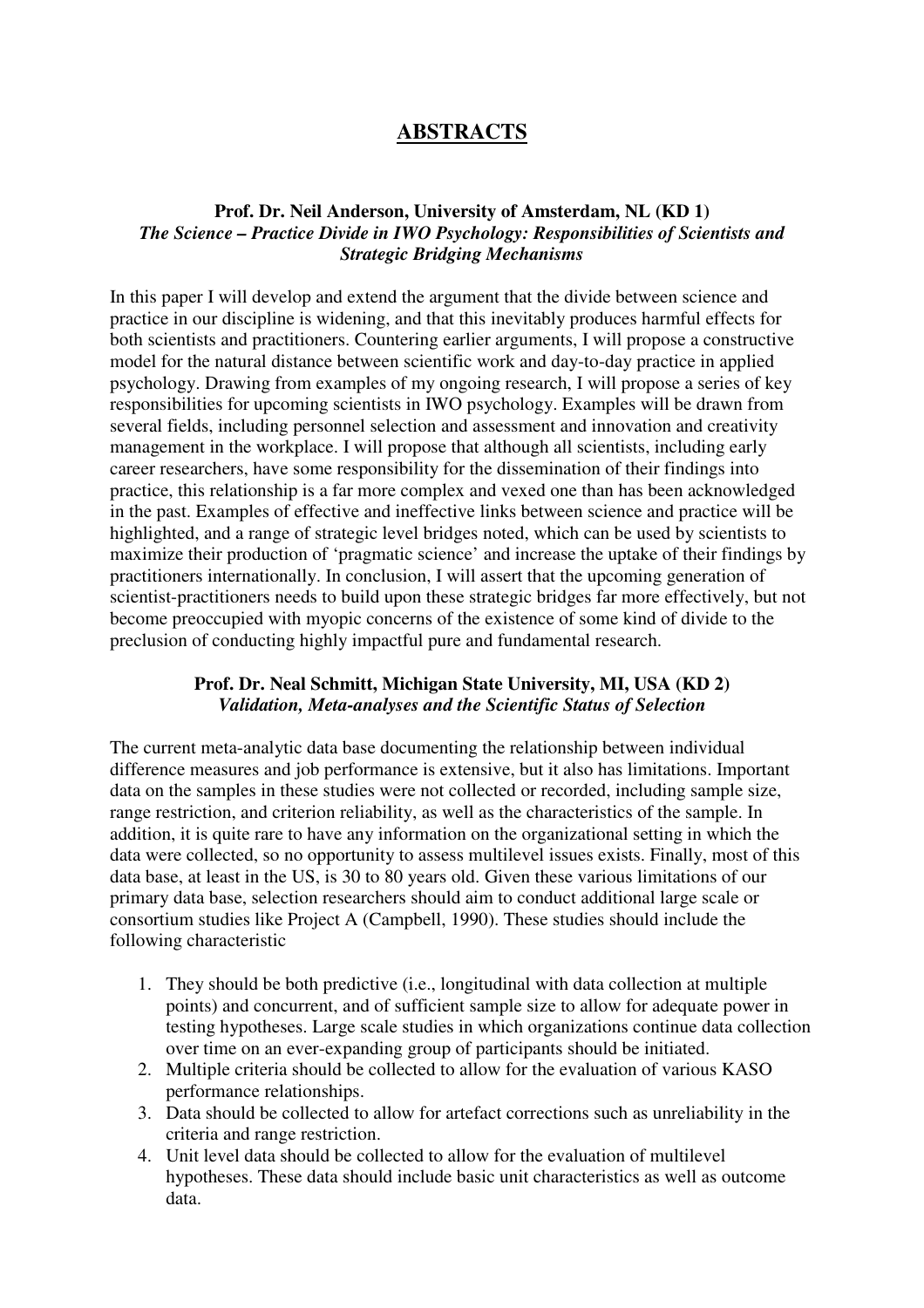# ABSTRACTS

### Prof. Dr. Neil Anderson, University of Amsterdam, NL (KD 1)
### *The Science – Practice Divide in IWO Psychology: Responsibilities of Scientists and Strategic Bridging Mechanisms*

In this paper I will develop and extend the argument that the divide between science and practice in our discipline is widening, and that this inevitably produces harmful effects for both scientists and practitioners. Countering earlier arguments, I will propose a constructive model for the natural distance between scientific work and day-to-day practice in applied psychology. Drawing from examples of my ongoing research, I will propose a series of key responsibilities for upcoming scientists in IWO psychology. Examples will be drawn from several fields, including personnel selection and assessment and innovation and creativity management in the workplace. I will propose that although all scientists, including early career researchers, have some responsibility for the dissemination of their findings into practice, this relationship is a far more complex and vexed one than has been acknowledged in the past. Examples of effective and ineffective links between science and practice will be highlighted, and a range of strategic level bridges noted, which can be used by scientists to maximize their production of 'pragmatic science' and increase the uptake of their findings by practitioners internationally. In conclusion, I will assert that the upcoming generation of scientist-practitioners needs to build upon these strategic bridges far more effectively, but not become preoccupied with myopic concerns of the existence of some kind of divide to the preclusion of conducting highly impactful pure and fundamental research.

### Prof. Dr. Neal Schmitt, Michigan State University, MI, USA (KD 2)
### *Validation, Meta-analyses and the Scientific Status of Selection*

The current meta-analytic data base documenting the relationship between individual difference measures and job performance is extensive, but it also has limitations. Important data on the samples in these studies were not collected or recorded, including sample size, range restriction, and criterion reliability, as well as the characteristics of the sample. In addition, it is quite rare to have any information on the organizational setting in which the data were collected, so no opportunity to assess multilevel issues exists. Finally, most of this data base, at least in the US, is 30 to 80 years old. Given these various limitations of our primary data base, selection researchers should aim to conduct additional large scale or consortium studies like Project A (Campbell, 1990). These studies should include the following characteristic

1. They should be both predictive (i.e., longitudinal with data collection at multiple points) and concurrent, and of sufficient sample size to allow for adequate power in testing hypotheses. Large scale studies in which organizations continue data collection over time on an ever-expanding group of participants should be initiated.
2. Multiple criteria should be collected to allow for the evaluation of various KASO performance relationships.
3. Data should be collected to allow for artefact corrections such as unreliability in the criteria and range restriction.
4. Unit level data should be collected to allow for the evaluation of multilevel hypotheses. These data should include basic unit characteristics as well as outcome data.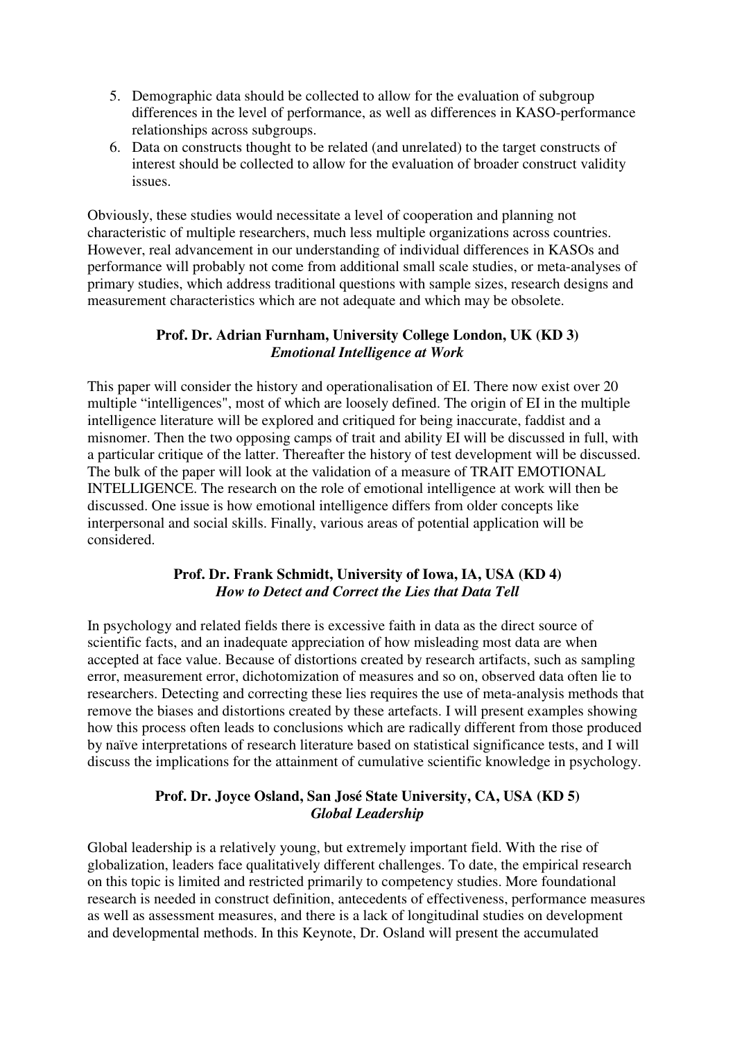5. Demographic data should be collected to allow for the evaluation of subgroup differences in the level of performance, as well as differences in KASO-performance relationships across subgroups.
6. Data on constructs thought to be related (and unrelated) to the target constructs of interest should be collected to allow for the evaluation of broader construct validity issues.

Obviously, these studies would necessitate a level of cooperation and planning not characteristic of multiple researchers, much less multiple organizations across countries. However, real advancement in our understanding of individual differences in KASOs and performance will probably not come from additional small scale studies, or meta-analyses of primary studies, which address traditional questions with sample sizes, research designs and measurement characteristics which are not adequate and which may be obsolete.

**Prof. Dr. Adrian Furnham, University College London, UK (KD 3)**
***Emotional Intelligence at Work***

This paper will consider the history and operationalisation of EI. There now exist over 20 multiple "intelligences", most of which are loosely defined. The origin of EI in the multiple intelligence literature will be explored and critiqued for being inaccurate, faddist and a misnomer. Then the two opposing camps of trait and ability EI will be discussed in full, with a particular critique of the latter. Thereafter the history of test development will be discussed. The bulk of the paper will look at the validation of a measure of TRAIT EMOTIONAL INTELLIGENCE. The research on the role of emotional intelligence at work will then be discussed. One issue is how emotional intelligence differs from older concepts like interpersonal and social skills. Finally, various areas of potential application will be considered.

**Prof. Dr. Frank Schmidt, University of Iowa, IA, USA (KD 4)**
***How to Detect and Correct the Lies that Data Tell***

In psychology and related fields there is excessive faith in data as the direct source of scientific facts, and an inadequate appreciation of how misleading most data are when accepted at face value. Because of distortions created by research artifacts, such as sampling error, measurement error, dichotomization of measures and so on, observed data often lie to researchers. Detecting and correcting these lies requires the use of meta-analysis methods that remove the biases and distortions created by these artefacts. I will present examples showing how this process often leads to conclusions which are radically different from those produced by naïve interpretations of research literature based on statistical significance tests, and I will discuss the implications for the attainment of cumulative scientific knowledge in psychology.

**Prof. Dr. Joyce Osland, San José State University, CA, USA (KD 5)**
***Global Leadership***

Global leadership is a relatively young, but extremely important field. With the rise of globalization, leaders face qualitatively different challenges. To date, the empirical research on this topic is limited and restricted primarily to competency studies. More foundational research is needed in construct definition, antecedents of effectiveness, performance measures as well as assessment measures, and there is a lack of longitudinal studies on development and developmental methods. In this Keynote, Dr. Osland will present the accumulated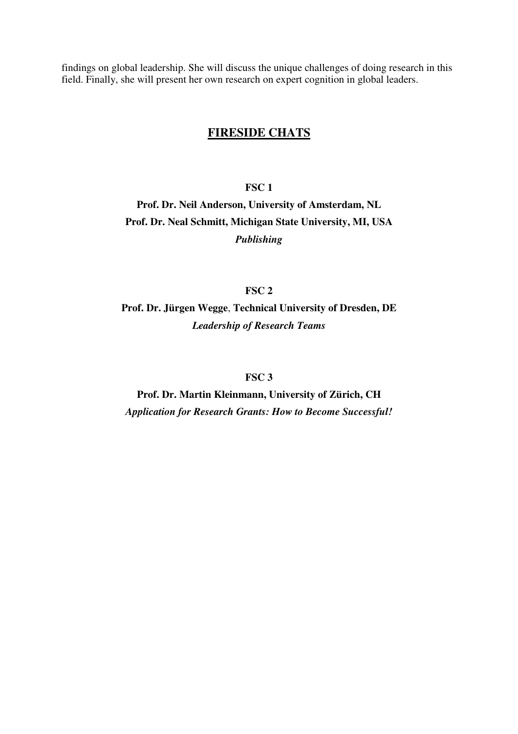findings on global leadership. She will discuss the unique challenges of doing research in this field. Finally, she will present her own research on expert cognition in global leaders.

## FIRESIDE CHATS

**FSC 1**

**Prof. Dr. Neil Anderson, University of Amsterdam, NL**

**Prof. Dr. Neal Schmitt, Michigan State University, MI, USA**

***Publishing***

**FSC 2**

**Prof. Dr. Jürgen Wegge, Technical University of Dresden, DE**

***Leadership of Research Teams***

**FSC 3**

**Prof. Dr. Martin Kleinmann, University of Zürich, CH**

***Application for Research Grants: How to Become Successful!***